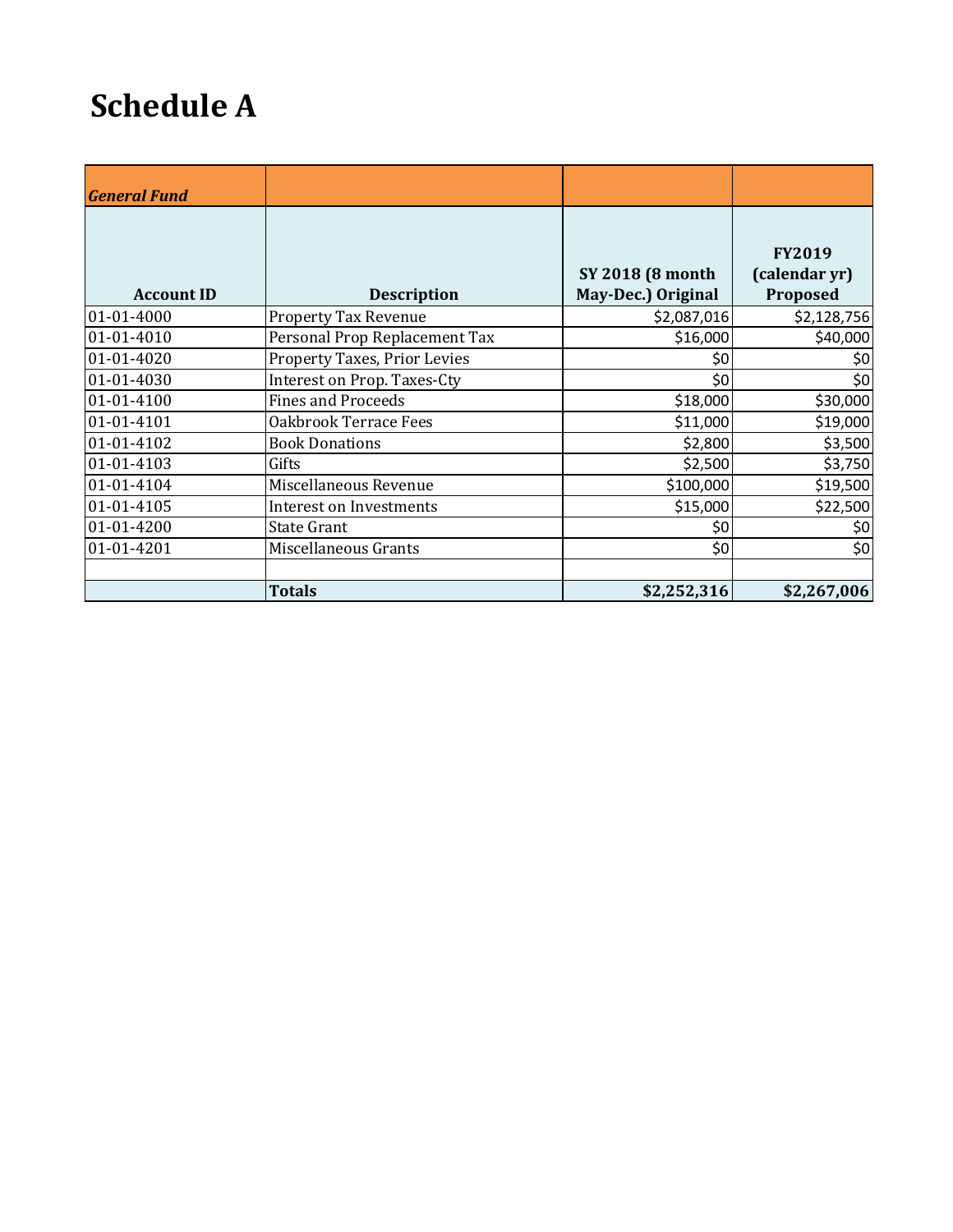# Schedule A

| *General Fund* | | | |
|---|---|---|---|
| **Account ID** | **Description** | **SY 2018 (8 month May-Dec.) Original** | **FY2019 (calendar yr) Proposed** |
| 01-01-4000 | Property Tax Revenue | $2,087,016 | $2,128,756 |
| 01-01-4010 | Personal Prop Replacement Tax | $16,000 | $40,000 |
| 01-01-4020 | Property Taxes, Prior Levies | $0 | $0 |
| 01-01-4030 | Interest on Prop. Taxes-Cty | $0 | $0 |
| 01-01-4100 | Fines and Proceeds | $18,000 | $30,000 |
| 01-01-4101 | Oakbrook Terrace Fees | $11,000 | $19,000 |
| 01-01-4102 | Book Donations | $2,800 | $3,500 |
| 01-01-4103 | Gifts | $2,500 | $3,750 |
| 01-01-4104 | Miscellaneous Revenue | $100,000 | $19,500 |
| 01-01-4105 | Interest on Investments | $15,000 | $22,500 |
| 01-01-4200 | State Grant | $0 | $0 |
| 01-01-4201 | Miscellaneous Grants | $0 | $0 |
| | | | |
| | **Totals** | **$2,252,316** | **$2,267,006** |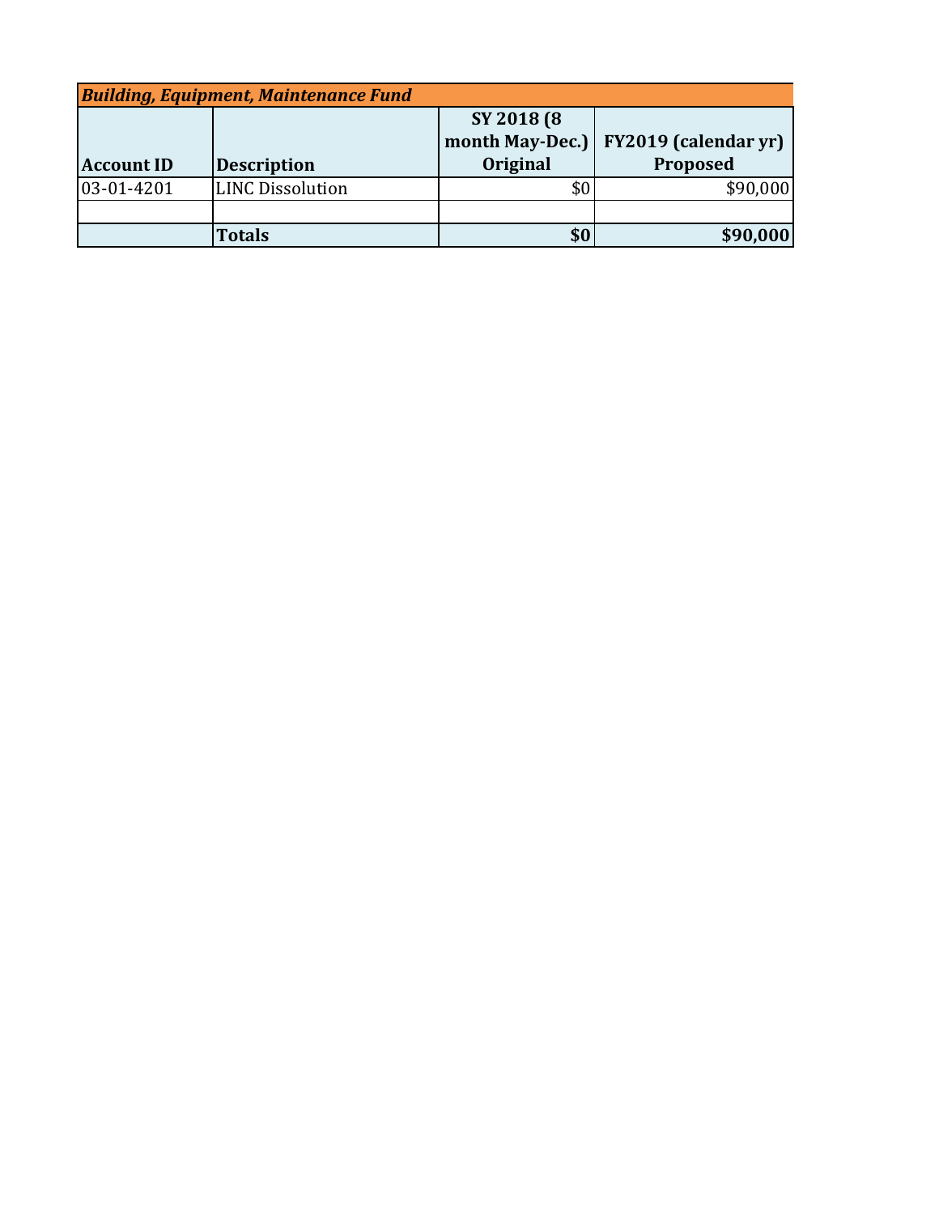| ***Building, Equipment, Maintenance Fund*** | | | |
|---|---|---|---|
| **Account ID** | **Description** | **SY 2018 (8 month May-Dec.) Original** | **FY2019 (calendar yr) Proposed** |
| 03-01-4201 | LINC Dissolution | $0 | $90,000 |
| | | | |
| | **Totals** | **$0** | **$90,000** |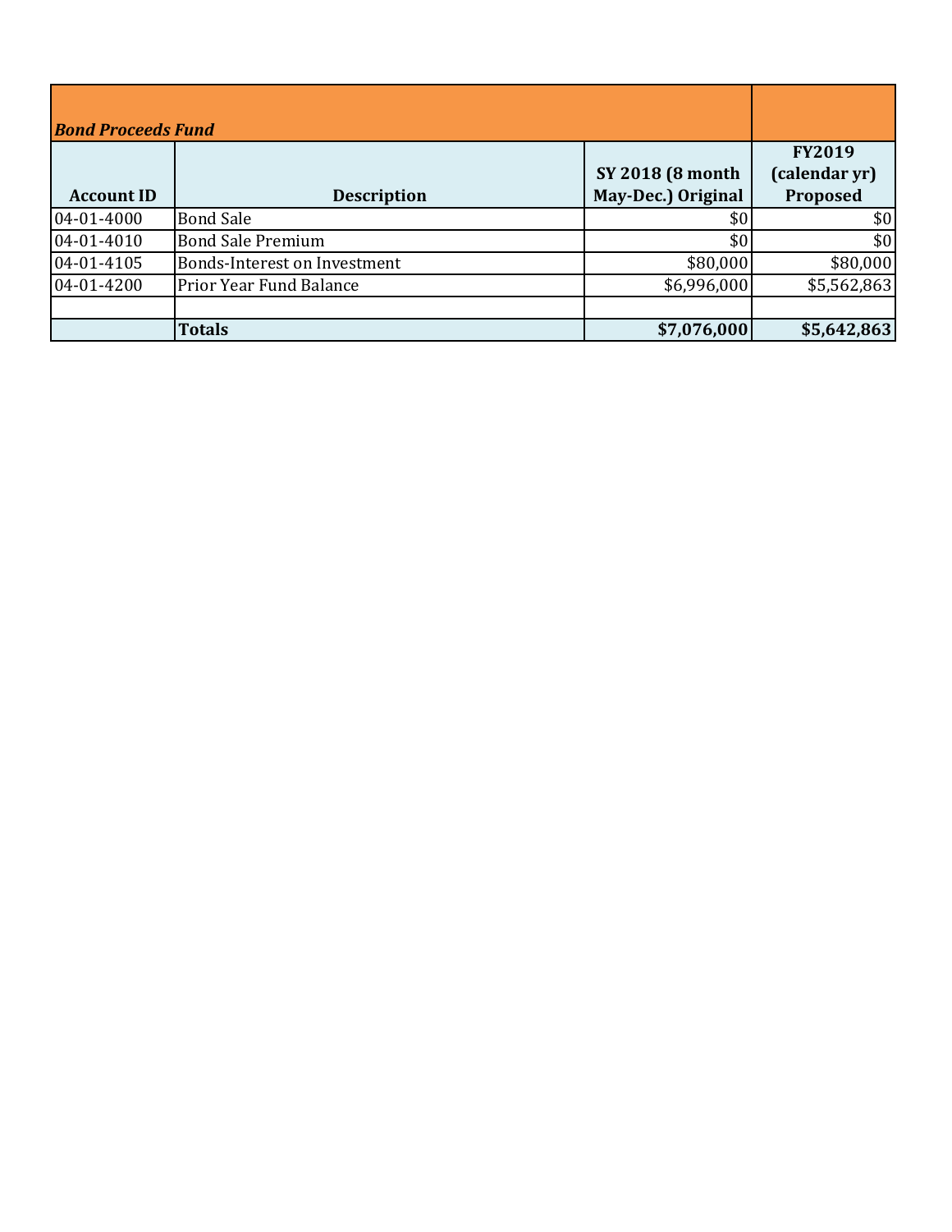| *Bond Proceeds Fund* | | | |
|---|---|---|---|
| **Account ID** | **Description** | **SY 2018 (8 month May-Dec.) Original** | **FY2019 (calendar yr) Proposed** |
| 04-01-4000 | Bond Sale | $0 | $0 |
| 04-01-4010 | Bond Sale Premium | $0 | $0 |
| 04-01-4105 | Bonds-Interest on Investment | $80,000 | $80,000 |
| 04-01-4200 | Prior Year Fund Balance | $6,996,000 | $5,562,863 |
| | | | |
| | **Totals** | **$7,076,000** | **$5,642,863** |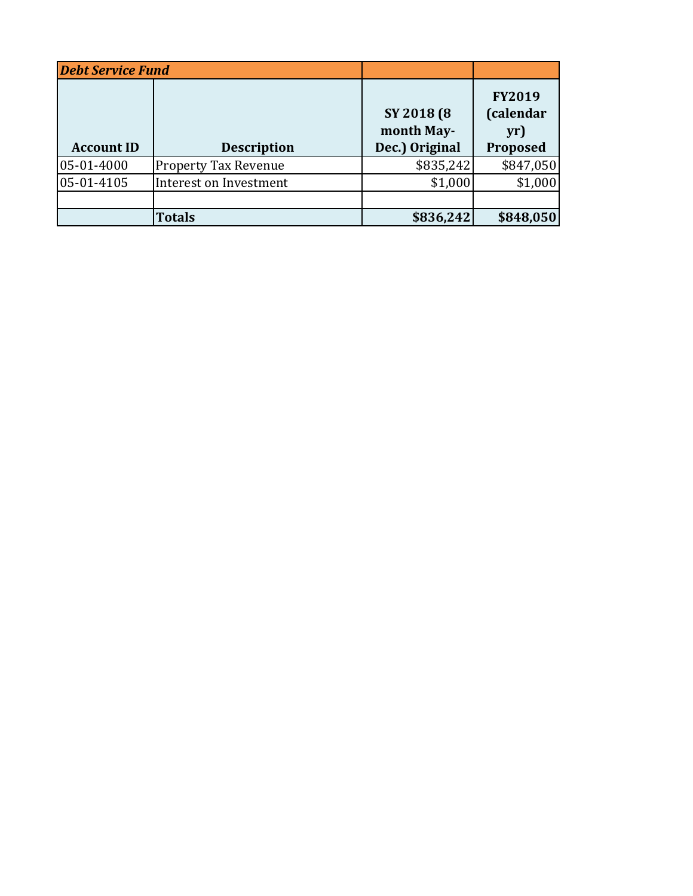| *Debt Service Fund* | | | |
|---|---|---|---|
| **Account ID** | **Description** | **SY 2018 (8 month May-Dec.) Original** | **FY2019 (calendar yr) Proposed** |
| 05-01-4000 | Property Tax Revenue | $835,242 | $847,050 |
| 05-01-4105 | Interest on Investment | $1,000 | $1,000 |
| | | | |
| | **Totals** | **$836,242** | **$848,050** |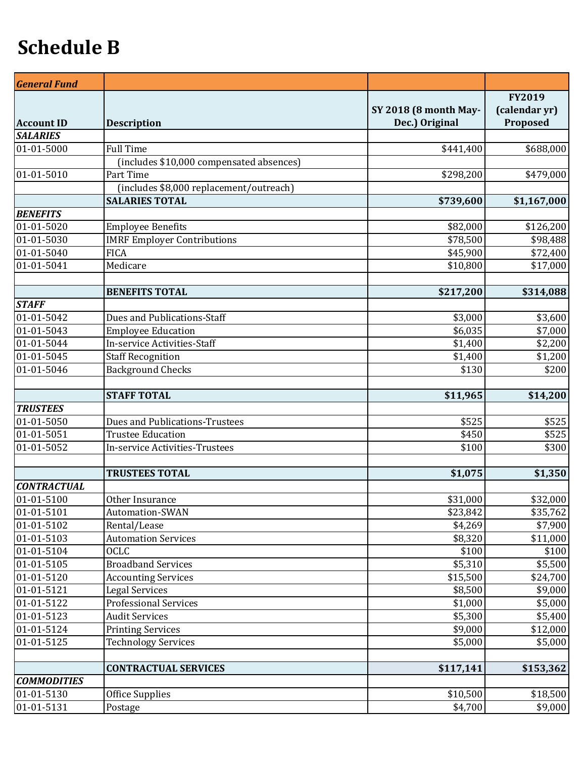# Schedule B

| *General Fund* | | | |
|---|---|---|---|
| **Account ID** | **Description** | **SY 2018 (8 month May-Dec.) Original** | **FY2019 (calendar yr) Proposed** |
| ***SALARIES*** | | | |
| 01-01-5000 | Full Time | $441,400 | $688,000 |
| | (includes $10,000 compensated absences) | | |
| 01-01-5010 | Part Time | $298,200 | $479,000 |
| | (includes $8,000 replacement/outreach) | | |
| | **SALARIES TOTAL** | **$739,600** | **$1,167,000** |
| ***BENEFITS*** | | | |
| 01-01-5020 | Employee Benefits | $82,000 | $126,200 |
| 01-01-5030 | IMRF Employer Contributions | $78,500 | $98,488 |
| 01-01-5040 | FICA | $45,900 | $72,400 |
| 01-01-5041 | Medicare | $10,800 | $17,000 |
| | | | |
| | **BENEFITS TOTAL** | **$217,200** | **$314,088** |
| ***STAFF*** | | | |
| 01-01-5042 | Dues and Publications-Staff | $3,000 | $3,600 |
| 01-01-5043 | Employee Education | $6,035 | $7,000 |
| 01-01-5044 | In-service Activities-Staff | $1,400 | $2,200 |
| 01-01-5045 | Staff Recognition | $1,400 | $1,200 |
| 01-01-5046 | Background Checks | $130 | $200 |
| | | | |
| | **STAFF TOTAL** | **$11,965** | **$14,200** |
| ***TRUSTEES*** | | | |
| 01-01-5050 | Dues and Publications-Trustees | $525 | $525 |
| 01-01-5051 | Trustee Education | $450 | $525 |
| 01-01-5052 | In-service Activities-Trustees | $100 | $300 |
| | | | |
| | **TRUSTEES TOTAL** | **$1,075** | **$1,350** |
| ***CONTRACTUAL*** | | | |
| 01-01-5100 | Other Insurance | $31,000 | $32,000 |
| 01-01-5101 | Automation-SWAN | $23,842 | $35,762 |
| 01-01-5102 | Rental/Lease | $4,269 | $7,900 |
| 01-01-5103 | Automation Services | $8,320 | $11,000 |
| 01-01-5104 | OCLC | $100 | $100 |
| 01-01-5105 | Broadband Services | $5,310 | $5,500 |
| 01-01-5120 | Accounting Services | $15,500 | $24,700 |
| 01-01-5121 | Legal Services | $8,500 | $9,000 |
| 01-01-5122 | Professional Services | $1,000 | $5,000 |
| 01-01-5123 | Audit Services | $5,300 | $5,400 |
| 01-01-5124 | Printing Services | $9,000 | $12,000 |
| 01-01-5125 | Technology Services | $5,000 | $5,000 |
| | | | |
| | **CONTRACTUAL SERVICES** | **$117,141** | **$153,362** |
| ***COMMODITIES*** | | | |
| 01-01-5130 | Office Supplies | $10,500 | $18,500 |
| 01-01-5131 | Postage | $4,700 | $9,000 |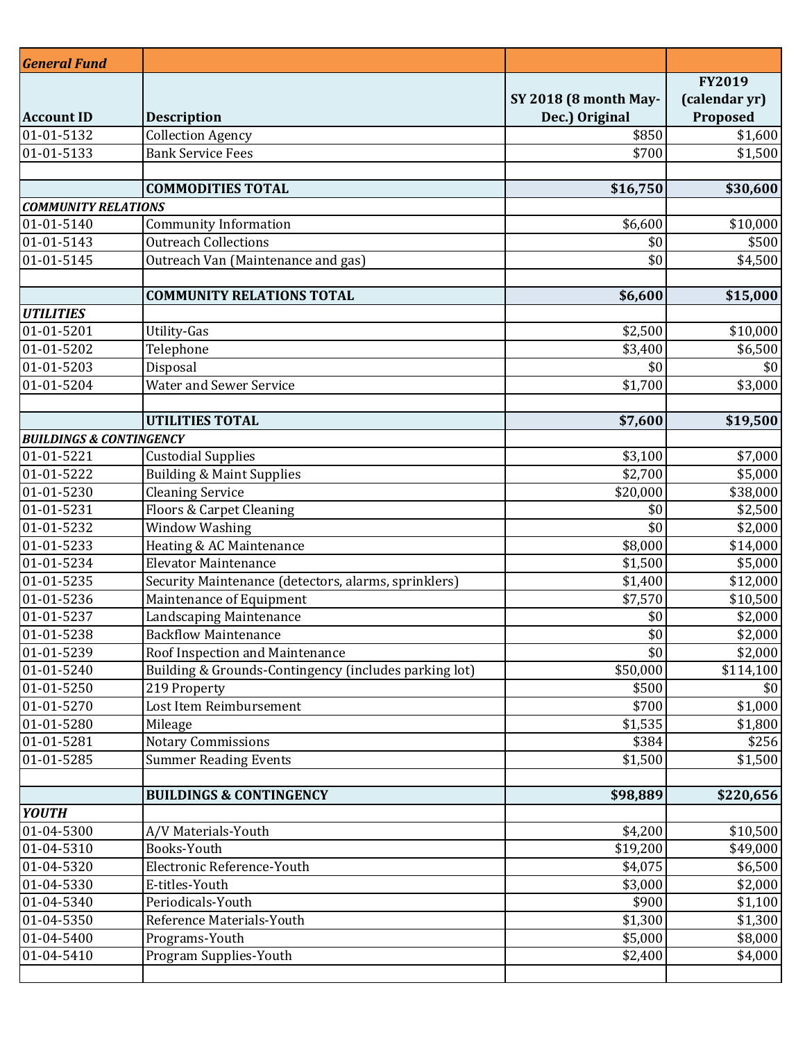| *General Fund* | | | |
|---|---|---|---|
| **Account ID** | **Description** | **SY 2018 (8 month May-Dec.) Original** | **FY2019 (calendar yr) Proposed** |
| 01-01-5132 | Collection Agency | $850 | $1,600 |
| 01-01-5133 | Bank Service Fees | $700 | $1,500 |
| | | | |
| | **COMMODITIES TOTAL** | **$16,750** | **$30,600** |
| ***COMMUNITY RELATIONS*** | | | |
| 01-01-5140 | Community Information | $6,600 | $10,000 |
| 01-01-5143 | Outreach Collections | $0 | $500 |
| 01-01-5145 | Outreach Van (Maintenance and gas) | $0 | $4,500 |
| | | | |
| | **COMMUNITY RELATIONS TOTAL** | **$6,600** | **$15,000** |
| ***UTILITIES*** | | | |
| 01-01-5201 | Utility-Gas | $2,500 | $10,000 |
| 01-01-5202 | Telephone | $3,400 | $6,500 |
| 01-01-5203 | Disposal | $0 | $0 |
| 01-01-5204 | Water and Sewer Service | $1,700 | $3,000 |
| | | | |
| | **UTILITIES TOTAL** | **$7,600** | **$19,500** |
| ***BUILDINGS & CONTINGENCY*** | | | |
| 01-01-5221 | Custodial Supplies | $3,100 | $7,000 |
| 01-01-5222 | Building & Maint Supplies | $2,700 | $5,000 |
| 01-01-5230 | Cleaning Service | $20,000 | $38,000 |
| 01-01-5231 | Floors & Carpet Cleaning | $0 | $2,500 |
| 01-01-5232 | Window Washing | $0 | $2,000 |
| 01-01-5233 | Heating & AC Maintenance | $8,000 | $14,000 |
| 01-01-5234 | Elevator Maintenance | $1,500 | $5,000 |
| 01-01-5235 | Security Maintenance (detectors, alarms, sprinklers) | $1,400 | $12,000 |
| 01-01-5236 | Maintenance of Equipment | $7,570 | $10,500 |
| 01-01-5237 | Landscaping Maintenance | $0 | $2,000 |
| 01-01-5238 | Backflow Maintenance | $0 | $2,000 |
| 01-01-5239 | Roof Inspection and Maintenance | $0 | $2,000 |
| 01-01-5240 | Building & Grounds-Contingency (includes parking lot) | $50,000 | $114,100 |
| 01-01-5250 | 219 Property | $500 | $0 |
| 01-01-5270 | Lost Item Reimbursement | $700 | $1,000 |
| 01-01-5280 | Mileage | $1,535 | $1,800 |
| 01-01-5281 | Notary Commissions | $384 | $256 |
| 01-01-5285 | Summer Reading Events | $1,500 | $1,500 |
| | | | |
| | **BUILDINGS & CONTINGENCY** | **$98,889** | **$220,656** |
| ***YOUTH*** | | | |
| 01-04-5300 | A/V Materials-Youth | $4,200 | $10,500 |
| 01-04-5310 | Books-Youth | $19,200 | $49,000 |
| 01-04-5320 | Electronic Reference-Youth | $4,075 | $6,500 |
| 01-04-5330 | E-titles-Youth | $3,000 | $2,000 |
| 01-04-5340 | Periodicals-Youth | $900 | $1,100 |
| 01-04-5350 | Reference Materials-Youth | $1,300 | $1,300 |
| 01-04-5400 | Programs-Youth | $5,000 | $8,000 |
| 01-04-5410 | Program Supplies-Youth | $2,400 | $4,000 |
| | | | |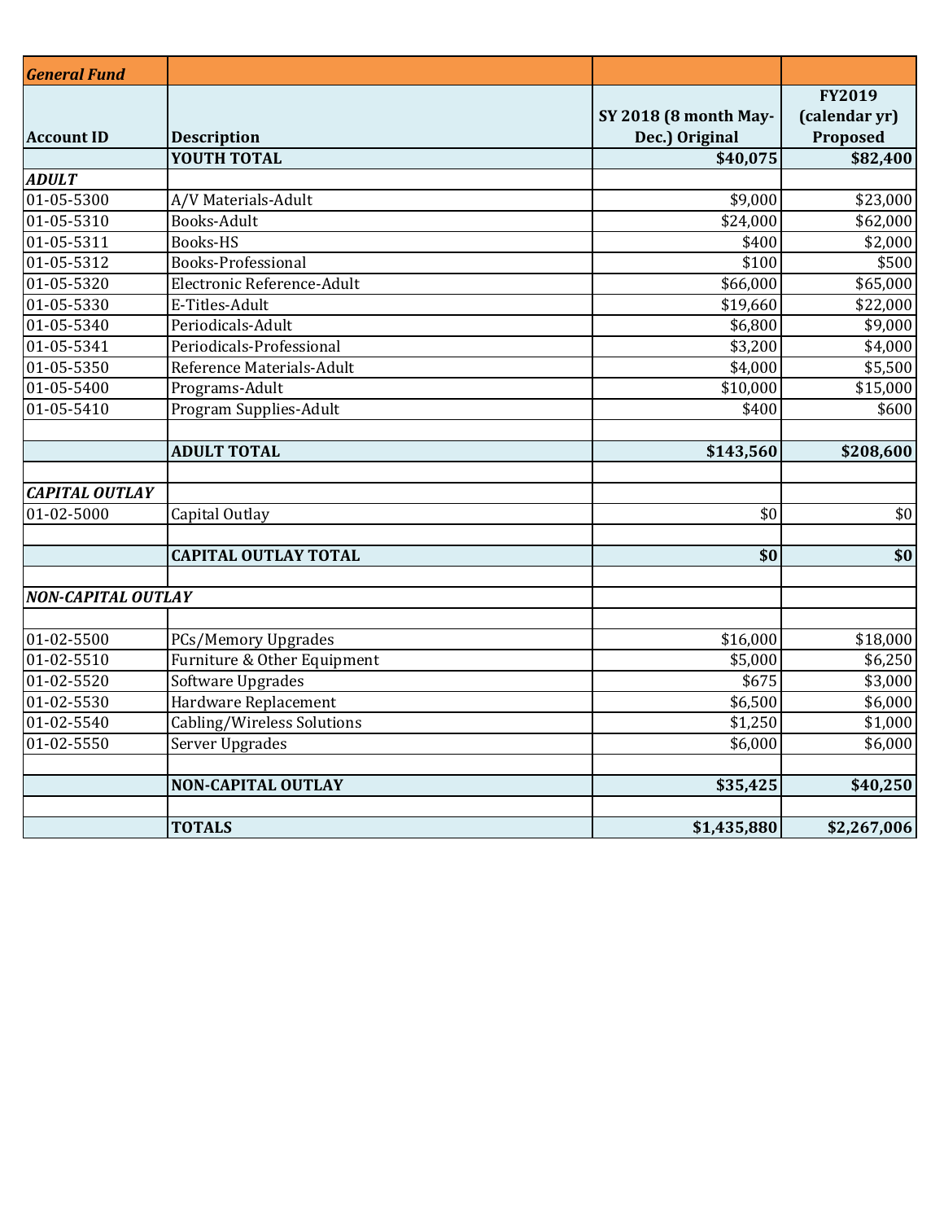| *General Fund* | | | |
|---|---|---|---|
| **Account ID** | **Description** | **SY 2018 (8 month May-Dec.) Original** | **FY2019 (calendar yr) Proposed** |
| | **YOUTH TOTAL** | **$40,075** | **$82,400** |
| ***ADULT*** | | | |
| 01-05-5300 | A/V Materials-Adult | $9,000 | $23,000 |
| 01-05-5310 | Books-Adult | $24,000 | $62,000 |
| 01-05-5311 | Books-HS | $400 | $2,000 |
| 01-05-5312 | Books-Professional | $100 | $500 |
| 01-05-5320 | Electronic Reference-Adult | $66,000 | $65,000 |
| 01-05-5330 | E-Titles-Adult | $19,660 | $22,000 |
| 01-05-5340 | Periodicals-Adult | $6,800 | $9,000 |
| 01-05-5341 | Periodicals-Professional | $3,200 | $4,000 |
| 01-05-5350 | Reference Materials-Adult | $4,000 | $5,500 |
| 01-05-5400 | Programs-Adult | $10,000 | $15,000 |
| 01-05-5410 | Program Supplies-Adult | $400 | $600 |
| | | | |
| | **ADULT TOTAL** | **$143,560** | **$208,600** |
| | | | |
| ***CAPITAL OUTLAY*** | | | |
| 01-02-5000 | Capital Outlay | $0 | $0 |
| | | | |
| | **CAPITAL OUTLAY TOTAL** | **$0** | **$0** |
| | | | |
| ***NON-CAPITAL OUTLAY*** | | | |
| | | | |
| 01-02-5500 | PCs/Memory Upgrades | $16,000 | $18,000 |
| 01-02-5510 | Furniture & Other Equipment | $5,000 | $6,250 |
| 01-02-5520 | Software Upgrades | $675 | $3,000 |
| 01-02-5530 | Hardware Replacement | $6,500 | $6,000 |
| 01-02-5540 | Cabling/Wireless Solutions | $1,250 | $1,000 |
| 01-02-5550 | Server Upgrades | $6,000 | $6,000 |
| | | | |
| | **NON-CAPITAL OUTLAY** | **$35,425** | **$40,250** |
| | | | |
| | **TOTALS** | **$1,435,880** | **$2,267,006** |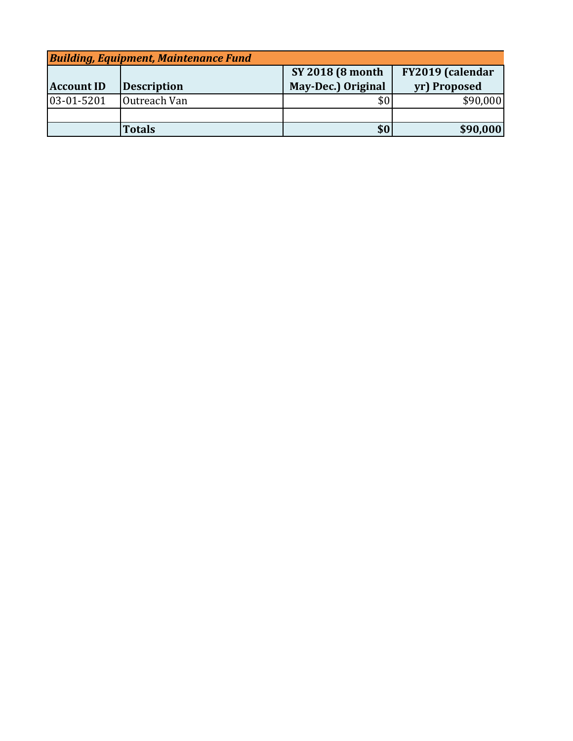| ***Building, Equipment, Maintenance Fund*** | | | |
|---|---|---|---|
| **Account ID** | **Description** | **SY 2018 (8 month May-Dec.) Original** | **FY2019 (calendar yr) Proposed** |
| 03-01-5201 | Outreach Van | $0 | $90,000 |
| | | | |
| | **Totals** | **$0** | **$90,000** |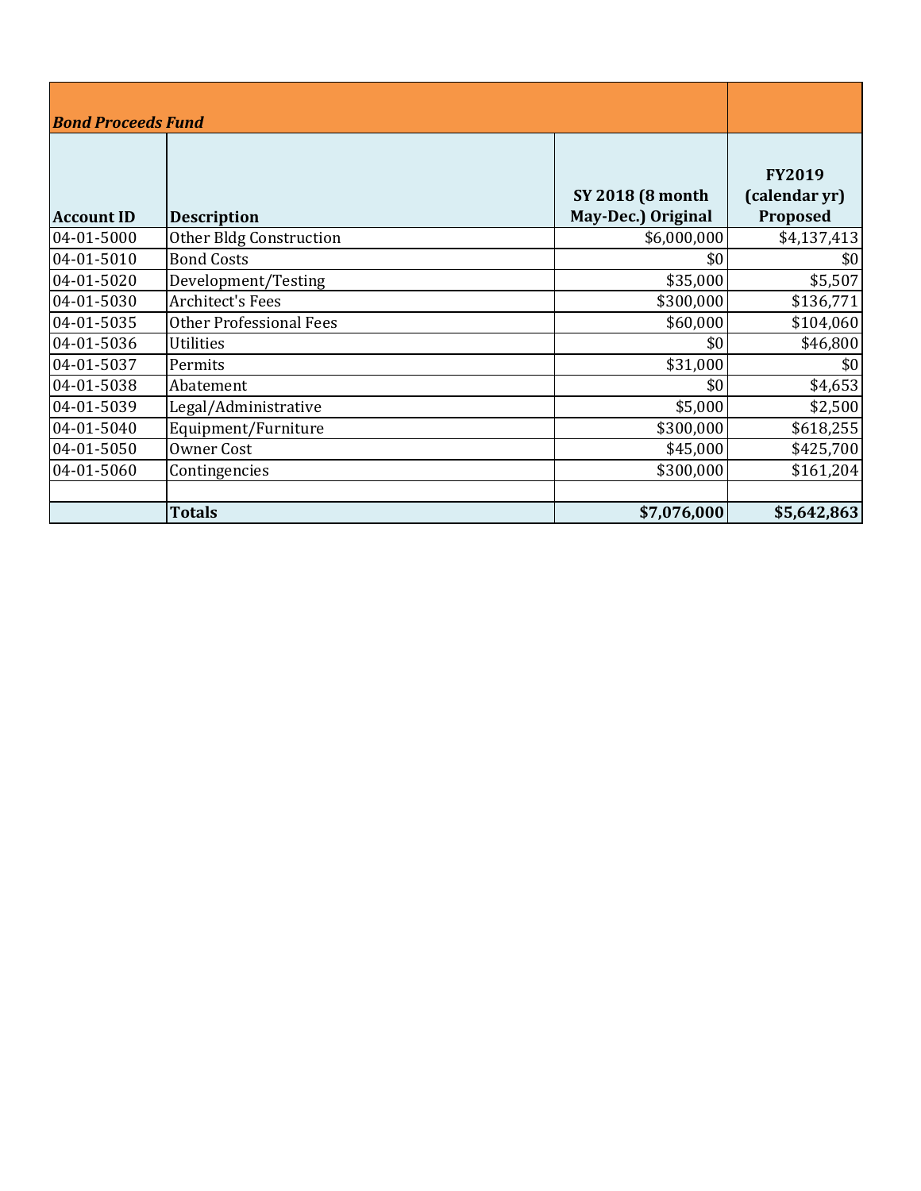| *Bond Proceeds Fund* | | | |
| --- | --- | --- | --- |
| **Account ID** | **Description** | **SY 2018 (8 month May-Dec.) Original** | **FY2019 (calendar yr) Proposed** |
| 04-01-5000 | Other Bldg Construction | $6,000,000 | $4,137,413 |
| 04-01-5010 | Bond Costs | $0 | $0 |
| 04-01-5020 | Development/Testing | $35,000 | $5,507 |
| 04-01-5030 | Architect's Fees | $300,000 | $136,771 |
| 04-01-5035 | Other Professional Fees | $60,000 | $104,060 |
| 04-01-5036 | Utilities | $0 | $46,800 |
| 04-01-5037 | Permits | $31,000 | $0 |
| 04-01-5038 | Abatement | $0 | $4,653 |
| 04-01-5039 | Legal/Administrative | $5,000 | $2,500 |
| 04-01-5040 | Equipment/Furniture | $300,000 | $618,255 |
| 04-01-5050 | Owner Cost | $45,000 | $425,700 |
| 04-01-5060 | Contingencies | $300,000 | $161,204 |
| | | | |
| | **Totals** | **$7,076,000** | **$5,642,863** |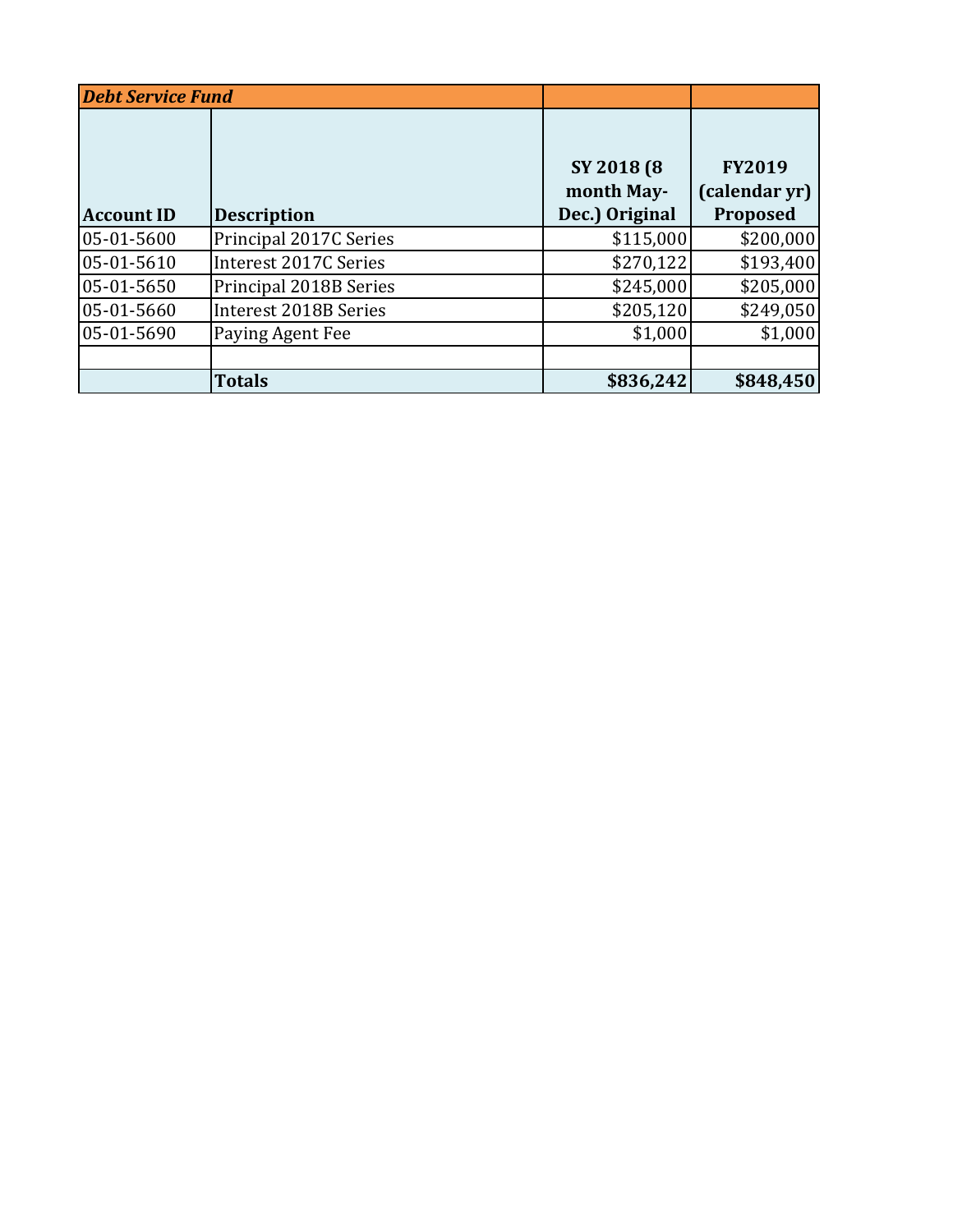| *Debt Service Fund* | | | |
|---|---|---|---|
| **Account ID** | **Description** | **SY 2018 (8 month May-Dec.) Original** | **FY2019 (calendar yr) Proposed** |
| 05-01-5600 | Principal 2017C Series | $115,000 | $200,000 |
| 05-01-5610 | Interest 2017C Series | $270,122 | $193,400 |
| 05-01-5650 | Principal 2018B Series | $245,000 | $205,000 |
| 05-01-5660 | Interest 2018B Series | $205,120 | $249,050 |
| 05-01-5690 | Paying Agent Fee | $1,000 | $1,000 |
| | | | |
| | **Totals** | **$836,242** | **$848,450** |